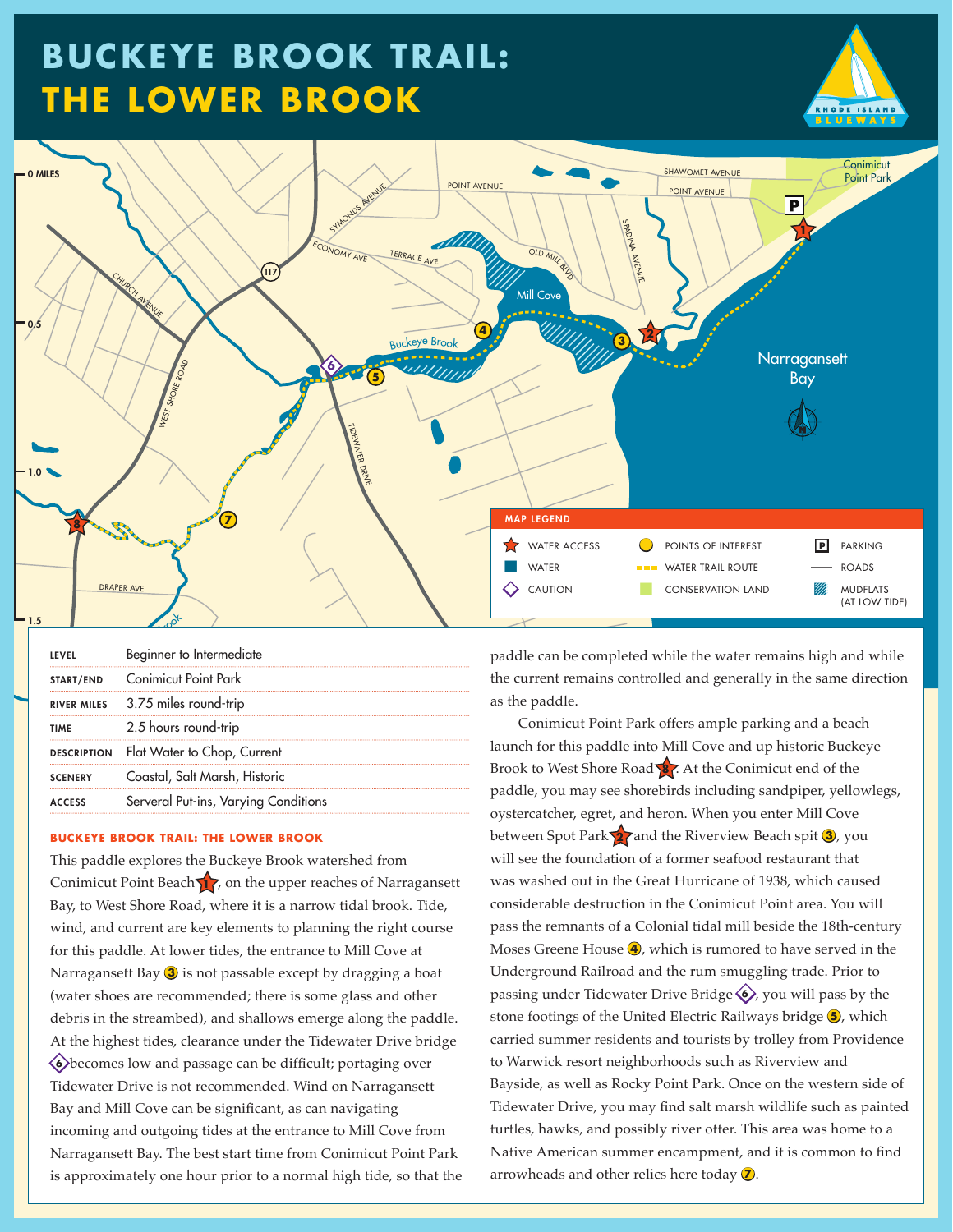# BUCKEYE BROOK TRAIL: THE LOWER BROOK

MAP LEGEND

- WATER ACCESS
- WATER
- CAUTION
- POINTS OF INTEREST
- WATER TRAIL ROUTE
- CONSERVATION LAND
- PARKING
- ROADS
- MUDFLATS (AT LOW TIDE)

| | |
|---|---|
| **LEVEL** | Beginner to Intermediate |
| **START/END** | Conimicut Point Park |
| **RIVER MILES** | 3.75 miles round-trip |
| **TIME** | 2.5 hours round-trip |
| **DESCRIPTION** | Flat Water to Chop, Current |
| **SCENERY** | Coastal, Salt Marsh, Historic |
| **ACCESS** | Serveral Put-ins, Varying Conditions |

## BUCKEYE BROOK TRAIL: THE LOWER BROOK

This paddle explores the Buckeye Brook watershed from Conimicut Point Beach (1), on the upper reaches of Narragansett Bay, to West Shore Road, where it is a narrow tidal brook. Tide, wind, and current are key elements to planning the right course for this paddle. At lower tides, the entrance to Mill Cove at Narragansett Bay (3) is not passable except by dragging a boat (water shoes are recommended; there is some glass and other debris in the streambed), and shallows emerge along the paddle. At the highest tides, clearance under the Tidewater Drive bridge (6) becomes low and passage can be difficult; portaging over Tidewater Drive is not recommended. Wind on Narragansett Bay and Mill Cove can be significant, as can navigating incoming and outgoing tides at the entrance to Mill Cove from Narragansett Bay. The best start time from Conimicut Point Park is approximately one hour prior to a normal high tide, so that the paddle can be completed while the water remains high and while the current remains controlled and generally in the same direction as the paddle.

Conimicut Point Park offers ample parking and a beach launch for this paddle into Mill Cove and up historic Buckeye Brook to West Shore Road (8). At the Conimicut end of the paddle, you may see shorebirds including sandpiper, yellowlegs, oystercatcher, egret, and heron. When you enter Mill Cove between Spot Park (2) and the Riverview Beach spit (3), you will see the foundation of a former seafood restaurant that was washed out in the Great Hurricane of 1938, which caused considerable destruction in the Conimicut Point area. You will pass the remnants of a Colonial tidal mill beside the 18th-century Moses Greene House (4), which is rumored to have served in the Underground Railroad and the rum smuggling trade. Prior to passing under Tidewater Drive Bridge (6), you will pass by the stone footings of the United Electric Railways bridge (5), which carried summer residents and tourists by trolley from Providence to Warwick resort neighborhoods such as Riverview and Bayside, as well as Rocky Point Park. Once on the western side of Tidewater Drive, you may find salt marsh wildlife such as painted turtles, hawks, and possibly river otter. This area was home to a Native American summer encampment, and it is common to find arrowheads and other relics here today (7).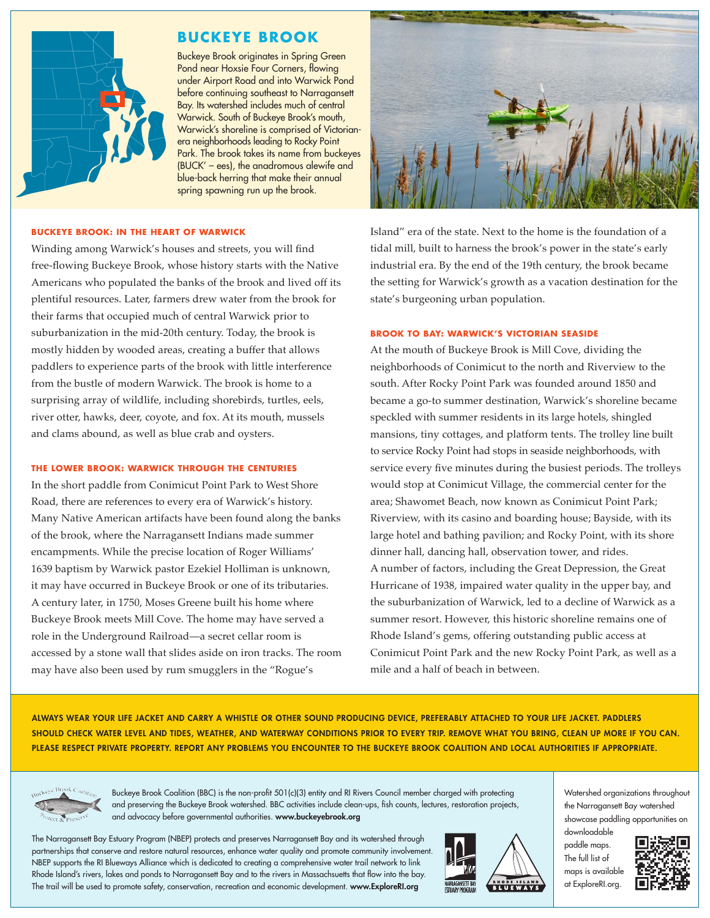# BUCKEYE BROOK

Buckeye Brook originates in Spring Green Pond near Hoxsie Four Corners, flowing under Airport Road and into Warwick Pond before continuing southeast to Narragansett Bay. Its watershed includes much of central Warwick. South of Buckeye Brook's mouth, Warwick's shoreline is comprised of Victorian-era neighborhoods leading to Rocky Point Park. The brook takes its name from buckeyes (BUCK' – ees), the anadromous alewife and blue-back herring that make their annual spring spawning run up the brook.

## BUCKEYE BROOK: IN THE HEART OF WARWICK

Winding among Warwick's houses and streets, you will find free-flowing Buckeye Brook, whose history starts with the Native Americans who populated the banks of the brook and lived off its plentiful resources. Later, farmers drew water from the brook for their farms that occupied much of central Warwick prior to suburbanization in the mid-20th century. Today, the brook is mostly hidden by wooded areas, creating a buffer that allows paddlers to experience parts of the brook with little interference from the bustle of modern Warwick. The brook is home to a surprising array of wildlife, including shorebirds, turtles, eels, river otter, hawks, deer, coyote, and fox. At its mouth, mussels and clams abound, as well as blue crab and oysters.

## THE LOWER BROOK: WARWICK THROUGH THE CENTURIES

In the short paddle from Conimicut Point Park to West Shore Road, there are references to every era of Warwick's history. Many Native American artifacts have been found along the banks of the brook, where the Narragansett Indians made summer encampments. While the precise location of Roger Williams' 1639 baptism by Warwick pastor Ezekiel Holliman is unknown, it may have occurred in Buckeye Brook or one of its tributaries. A century later, in 1750, Moses Greene built his home where Buckeye Brook meets Mill Cove. The home may have served a role in the Underground Railroad—a secret cellar room is accessed by a stone wall that slides aside on iron tracks. The room may have also been used by rum smugglers in the "Rogue's Island" era of the state. Next to the home is the foundation of a tidal mill, built to harness the brook's power in the state's early industrial era. By the end of the 19th century, the brook became the setting for Warwick's growth as a vacation destination for the state's burgeoning urban population.

## BROOK TO BAY: WARWICK'S VICTORIAN SEASIDE

At the mouth of Buckeye Brook is Mill Cove, dividing the neighborhoods of Conimicut to the north and Riverview to the south. After Rocky Point Park was founded around 1850 and became a go-to summer destination, Warwick's shoreline became speckled with summer residents in its large hotels, shingled mansions, tiny cottages, and platform tents. The trolley line built to service Rocky Point had stops in seaside neighborhoods, with service every five minutes during the busiest periods. The trolleys would stop at Conimicut Village, the commercial center for the area; Shawomet Beach, now known as Conimicut Point Park; Riverview, with its casino and boarding house; Bayside, with its large hotel and bathing pavilion; and Rocky Point, with its shore dinner hall, dancing hall, observation tower, and rides.

A number of factors, including the Great Depression, the Great Hurricane of 1938, impaired water quality in the upper bay, and the suburbanization of Warwick, led to a decline of Warwick as a summer resort. However, this historic shoreline remains one of Rhode Island's gems, offering outstanding public access at Conimicut Point Park and the new Rocky Point Park, as well as a mile and a half of beach in between.

**ALWAYS WEAR YOUR LIFE JACKET AND CARRY A WHISTLE OR OTHER SOUND PRODUCING DEVICE, PREFERABLY ATTACHED TO YOUR LIFE JACKET. PADDLERS SHOULD CHECK WATER LEVEL AND TIDES, WEATHER, AND WATERWAY CONDITIONS PRIOR TO EVERY TRIP. REMOVE WHAT YOU BRING, CLEAN UP MORE IF YOU CAN. PLEASE RESPECT PRIVATE PROPERTY. REPORT ANY PROBLEMS YOU ENCOUNTER TO THE BUCKEYE BROOK COALITION AND LOCAL AUTHORITIES IF APPROPRIATE.**

Buckeye Brook Coalition (BBC) is the non-profit 501(c)(3) entity and RI Rivers Council member charged with protecting and preserving the Buckeye Brook watershed. BBC activities include clean-ups, fish counts, lectures, restoration projects, and advocacy before governmental authorities. **www.buckeyebrook.org**

The Narragansett Bay Estuary Program (NBEP) protects and preserves Narragansett Bay and its watershed through partnerships that conserve and restore natural resources, enhance water quality and promote community involvement. NBEP supports the RI Blueways Alliance which is dedicated to creating a comprehensive water trail network to link Rhode Island's rivers, lakes and ponds to Narragansett Bay and to the rivers in Massachusetts that flow into the bay. The trail will be used to promote safety, conservation, recreation and economic development. **www.ExploreRI.org**

Watershed organizations throughout the Narragansett Bay watershed showcase paddling opportunities on downloadable paddle maps. The full list of maps is available at ExploreRI.org.